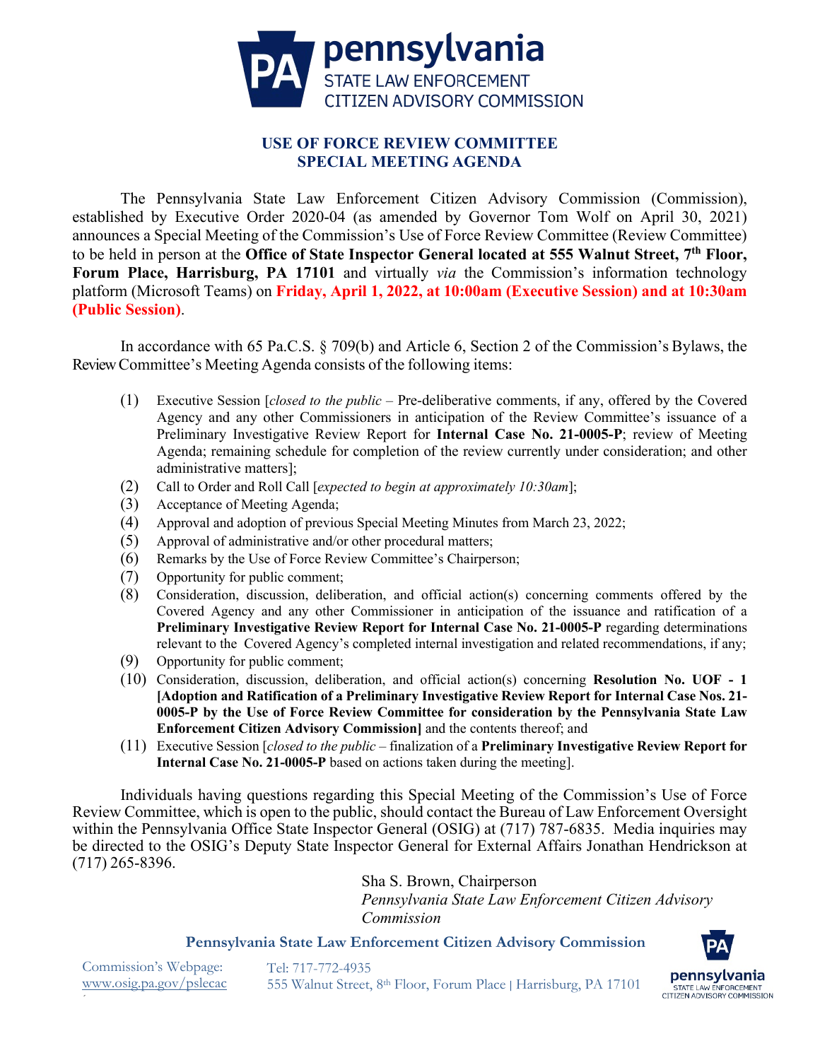# pennsylvania STATE LAW ENFORCEMENT CITIZEN ADVISORY COMMISSION

## USE OF FORCE REVIEW COMMITTEE
## SPECIAL MEETING AGENDA

The Pennsylvania State Law Enforcement Citizen Advisory Commission (Commission), established by Executive Order 2020-04 (as amended by Governor Tom Wolf on April 30, 2021) announces a Special Meeting of the Commission's Use of Force Review Committee (Review Committee) to be held in person at the **Office of State Inspector General located at 555 Walnut Street, 7th Floor, Forum Place, Harrisburg, PA 17101** and virtually *via* the Commission's information technology platform (Microsoft Teams) on **Friday, April 1, 2022, at 10:00am (Executive Session) and at 10:30am (Public Session)**.

In accordance with 65 Pa.C.S. § 709(b) and Article 6, Section 2 of the Commission's Bylaws, the Review Committee's Meeting Agenda consists of the following items:

(1) Executive Session [*closed to the public* – Pre-deliberative comments, if any, offered by the Covered Agency and any other Commissioners in anticipation of the Review Committee's issuance of a Preliminary Investigative Review Report for **Internal Case No. 21-0005-P**; review of Meeting Agenda; remaining schedule for completion of the review currently under consideration; and other administrative matters];

(2) Call to Order and Roll Call [*expected to begin at approximately 10:30am*];

(3) Acceptance of Meeting Agenda;

(4) Approval and adoption of previous Special Meeting Minutes from March 23, 2022;

(5) Approval of administrative and/or other procedural matters;

(6) Remarks by the Use of Force Review Committee's Chairperson;

(7) Opportunity for public comment;

(8) Consideration, discussion, deliberation, and official action(s) concerning comments offered by the Covered Agency and any other Commissioner in anticipation of the issuance and ratification of a **Preliminary Investigative Review Report for Internal Case No. 21-0005-P** regarding determinations relevant to the Covered Agency's completed internal investigation and related recommendations, if any;

(9) Opportunity for public comment;

(10) Consideration, discussion, deliberation, and official action(s) concerning **Resolution No. UOF - 1 [Adoption and Ratification of a Preliminary Investigative Review Report for Internal Case Nos. 21-0005-P by the Use of Force Review Committee for consideration by the Pennsylvania State Law Enforcement Citizen Advisory Commission]** and the contents thereof; and

(11) Executive Session [*closed to the public* – finalization of a **Preliminary Investigative Review Report for Internal Case No. 21-0005-P** based on actions taken during the meeting].

Individuals having questions regarding this Special Meeting of the Commission's Use of Force Review Committee, which is open to the public, should contact the Bureau of Law Enforcement Oversight within the Pennsylvania Office State Inspector General (OSIG) at (717) 787-6835. Media inquiries may be directed to the OSIG's Deputy State Inspector General for External Affairs Jonathan Hendrickson at (717) 265-8396.

Sha S. Brown, Chairperson
*Pennsylvania State Law Enforcement Citizen Advisory Commission*

**Pennsylvania State Law Enforcement Citizen Advisory Commission**

Commission's Webpage: www.osig.pa.gov/pslecac

Tel: 717-772-4935
555 Walnut Street, 8th Floor, Forum Place | Harrisburg, PA 17101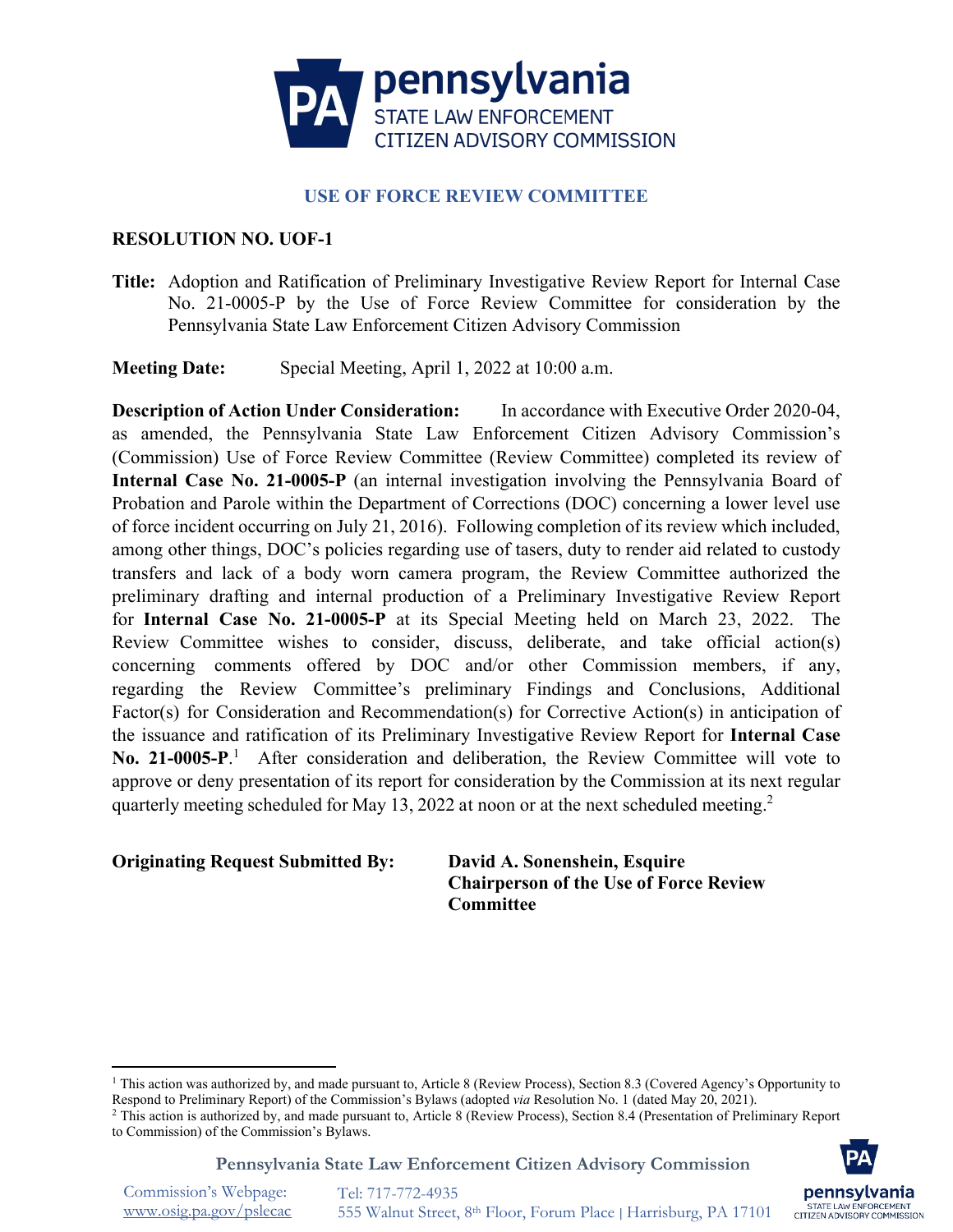# pennsylvania
## STATE LAW ENFORCEMENT CITIZEN ADVISORY COMMISSION

### USE OF FORCE REVIEW COMMITTEE

**RESOLUTION NO. UOF-1**

**Title:** Adoption and Ratification of Preliminary Investigative Review Report for Internal Case No. 21-0005-P by the Use of Force Review Committee for consideration by the Pennsylvania State Law Enforcement Citizen Advisory Commission

**Meeting Date:** Special Meeting, April 1, 2022 at 10:00 a.m.

**Description of Action Under Consideration:** In accordance with Executive Order 2020-04, as amended, the Pennsylvania State Law Enforcement Citizen Advisory Commission's (Commission) Use of Force Review Committee (Review Committee) completed its review of **Internal Case No. 21-0005-P** (an internal investigation involving the Pennsylvania Board of Probation and Parole within the Department of Corrections (DOC) concerning a lower level use of force incident occurring on July 21, 2016). Following completion of its review which included, among other things, DOC's policies regarding use of tasers, duty to render aid related to custody transfers and lack of a body worn camera program, the Review Committee authorized the preliminary drafting and internal production of a Preliminary Investigative Review Report for **Internal Case No. 21-0005-P** at its Special Meeting held on March 23, 2022. The Review Committee wishes to consider, discuss, deliberate, and take official action(s) concerning comments offered by DOC and/or other Commission members, if any, regarding the Review Committee's preliminary Findings and Conclusions, Additional Factor(s) for Consideration and Recommendation(s) for Corrective Action(s) in anticipation of the issuance and ratification of its Preliminary Investigative Review Report for **Internal Case No. 21-0005-P**.[1] After consideration and deliberation, the Review Committee will vote to approve or deny presentation of its report for consideration by the Commission at its next regular quarterly meeting scheduled for May 13, 2022 at noon or at the next scheduled meeting.[2]

**Originating Request Submitted By:** **David A. Sonenshein, Esquire Chairperson of the Use of Force Review Committee**

---

[1] This action was authorized by, and made pursuant to, Article 8 (Review Process), Section 8.3 (Covered Agency's Opportunity to Respond to Preliminary Report) of the Commission's Bylaws (adopted *via* Resolution No. 1 (dated May 20, 2021).

[2] This action is authorized by, and made pursuant to, Article 8 (Review Process), Section 8.4 (Presentation of Preliminary Report to Commission) of the Commission's Bylaws.

**Pennsylvania State Law Enforcement Citizen Advisory Commission**

Commission's Webpage: www.osig.pa.gov/pslecac | Tel: 717-772-4935 | 555 Walnut Street, 8th Floor, Forum Place | Harrisburg, PA 17101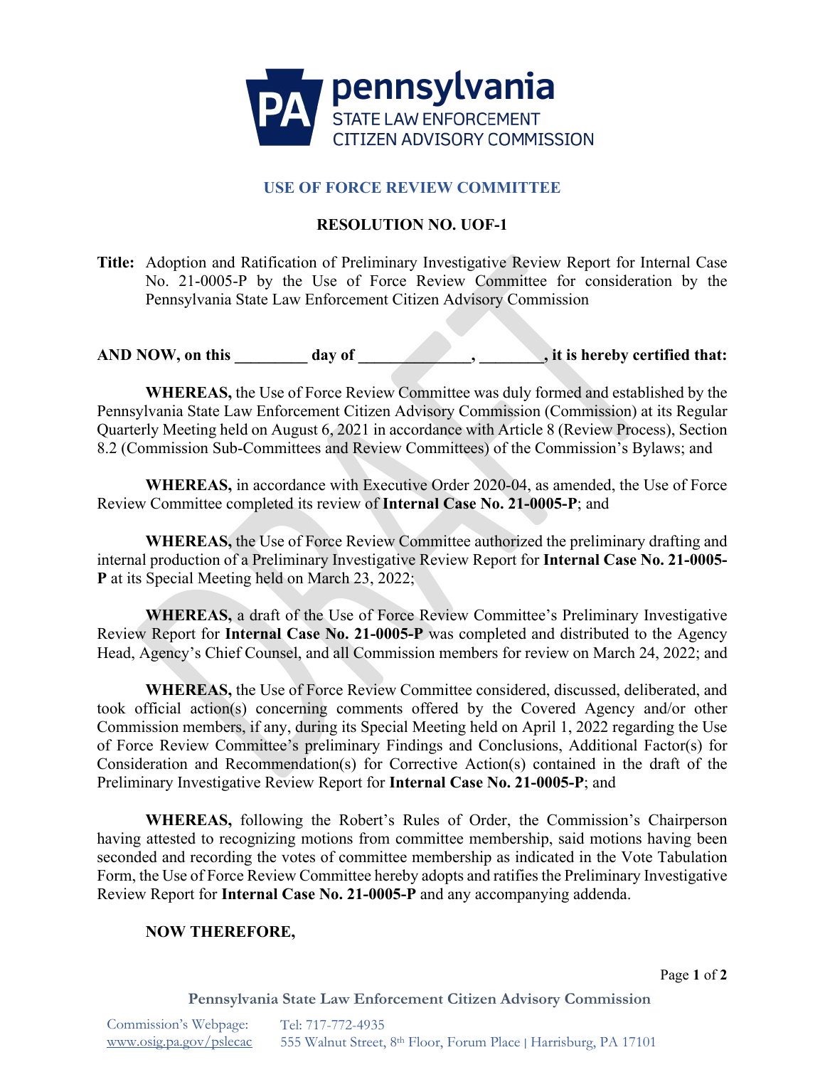pennsylvania
STATE LAW ENFORCEMENT
CITIZEN ADVISORY COMMISSION

## USE OF FORCE REVIEW COMMITTEE

### RESOLUTION NO. UOF-1

**Title:** Adoption and Ratification of Preliminary Investigative Review Report for Internal Case No. 21-0005-P by the Use of Force Review Committee for consideration by the Pennsylvania State Law Enforcement Citizen Advisory Commission

**AND NOW, on this _________ day of ______________, ________, it is hereby certified that:**

**WHEREAS,** the Use of Force Review Committee was duly formed and established by the Pennsylvania State Law Enforcement Citizen Advisory Commission (Commission) at its Regular Quarterly Meeting held on August 6, 2021 in accordance with Article 8 (Review Process), Section 8.2 (Commission Sub-Committees and Review Committees) of the Commission's Bylaws; and

**WHEREAS,** in accordance with Executive Order 2020-04, as amended, the Use of Force Review Committee completed its review of **Internal Case No. 21-0005-P**; and

**WHEREAS,** the Use of Force Review Committee authorized the preliminary drafting and internal production of a Preliminary Investigative Review Report for **Internal Case No. 21-0005-P** at its Special Meeting held on March 23, 2022;

**WHEREAS,** a draft of the Use of Force Review Committee's Preliminary Investigative Review Report for **Internal Case No. 21-0005-P** was completed and distributed to the Agency Head, Agency's Chief Counsel, and all Commission members for review on March 24, 2022; and

**WHEREAS,** the Use of Force Review Committee considered, discussed, deliberated, and took official action(s) concerning comments offered by the Covered Agency and/or other Commission members, if any, during its Special Meeting held on April 1, 2022 regarding the Use of Force Review Committee's preliminary Findings and Conclusions, Additional Factor(s) for Consideration and Recommendation(s) for Corrective Action(s) contained in the draft of the Preliminary Investigative Review Report for **Internal Case No. 21-0005-P**; and

**WHEREAS,** following the Robert's Rules of Order, the Commission's Chairperson having attested to recognizing motions from committee membership, said motions having been seconded and recording the votes of committee membership as indicated in the Vote Tabulation Form, the Use of Force Review Committee hereby adopts and ratifies the Preliminary Investigative Review Report for **Internal Case No. 21-0005-P** and any accompanying addenda.

**NOW THEREFORE,**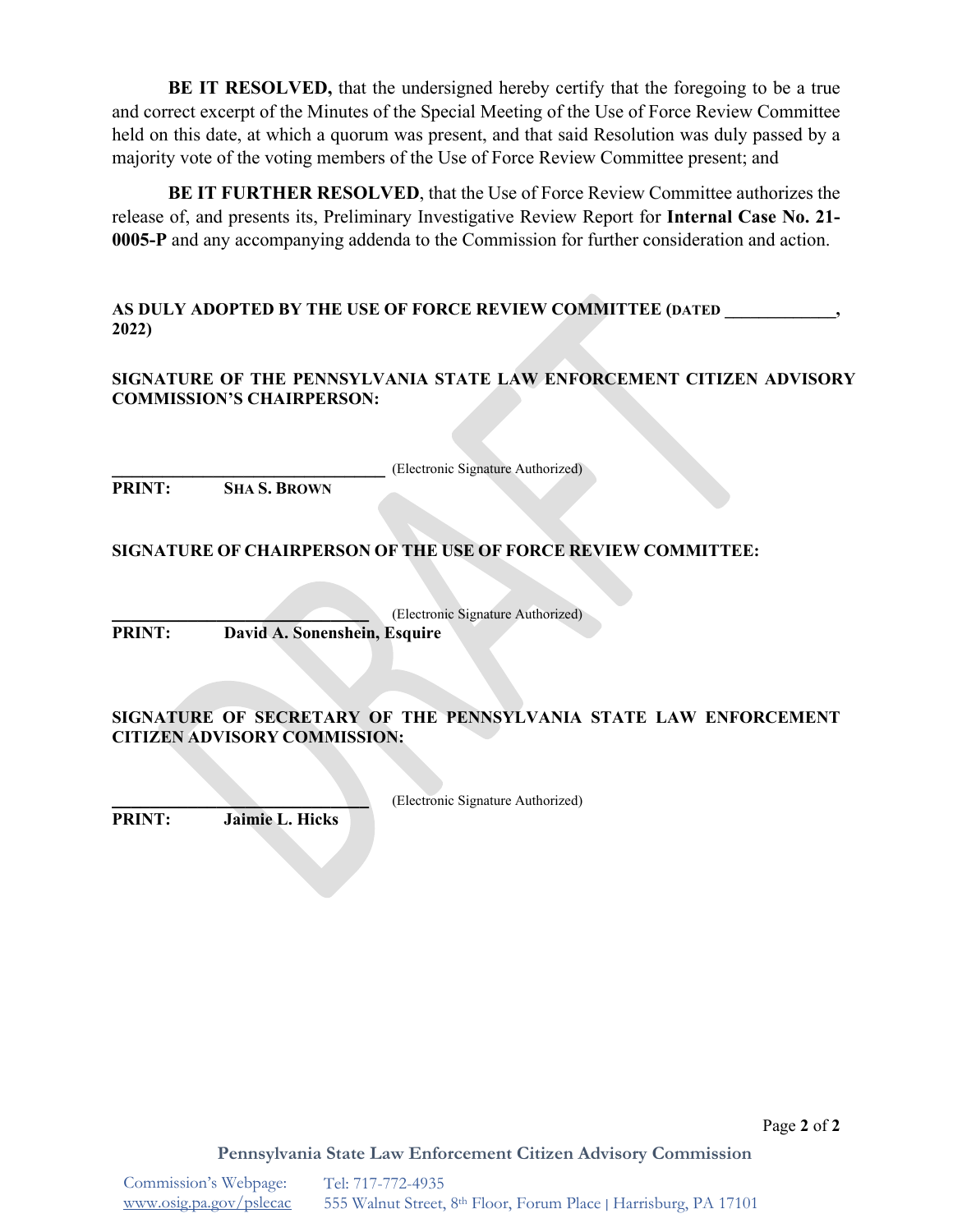**BE IT RESOLVED,** that the undersigned hereby certify that the foregoing to be a true and correct excerpt of the Minutes of the Special Meeting of the Use of Force Review Committee held on this date, at which a quorum was present, and that said Resolution was duly passed by a majority vote of the voting members of the Use of Force Review Committee present; and

**BE IT FURTHER RESOLVED**, that the Use of Force Review Committee authorizes the release of, and presents its, Preliminary Investigative Review Report for **Internal Case No. 21-0005-P** and any accompanying addenda to the Commission for further consideration and action.

**AS DULY ADOPTED BY THE USE OF FORCE REVIEW COMMITTEE (DATED _____________, 2022)**

**SIGNATURE OF THE PENNSYLVANIA STATE LAW ENFORCEMENT CITIZEN ADVISORY COMMISSION'S CHAIRPERSON:**

_________________________________ (Electronic Signature Authorized)

**PRINT: SHA S. BROWN**

**SIGNATURE OF CHAIRPERSON OF THE USE OF FORCE REVIEW COMMITTEE:**

_______________________________ (Electronic Signature Authorized)

**PRINT: David A. Sonenshein, Esquire**

**SIGNATURE OF SECRETARY OF THE PENNSYLVANIA STATE LAW ENFORCEMENT CITIZEN ADVISORY COMMISSION:**

_______________________________ (Electronic Signature Authorized)

**PRINT: Jaimie L. Hicks**

DRAFT

**Pennsylvania State Law Enforcement Citizen Advisory Commission**

Commission's Webpage: www.osig.pa.gov/pslecac Tel: 717-772-4935 555 Walnut Street, 8th Floor, Forum Place | Harrisburg, PA 17101